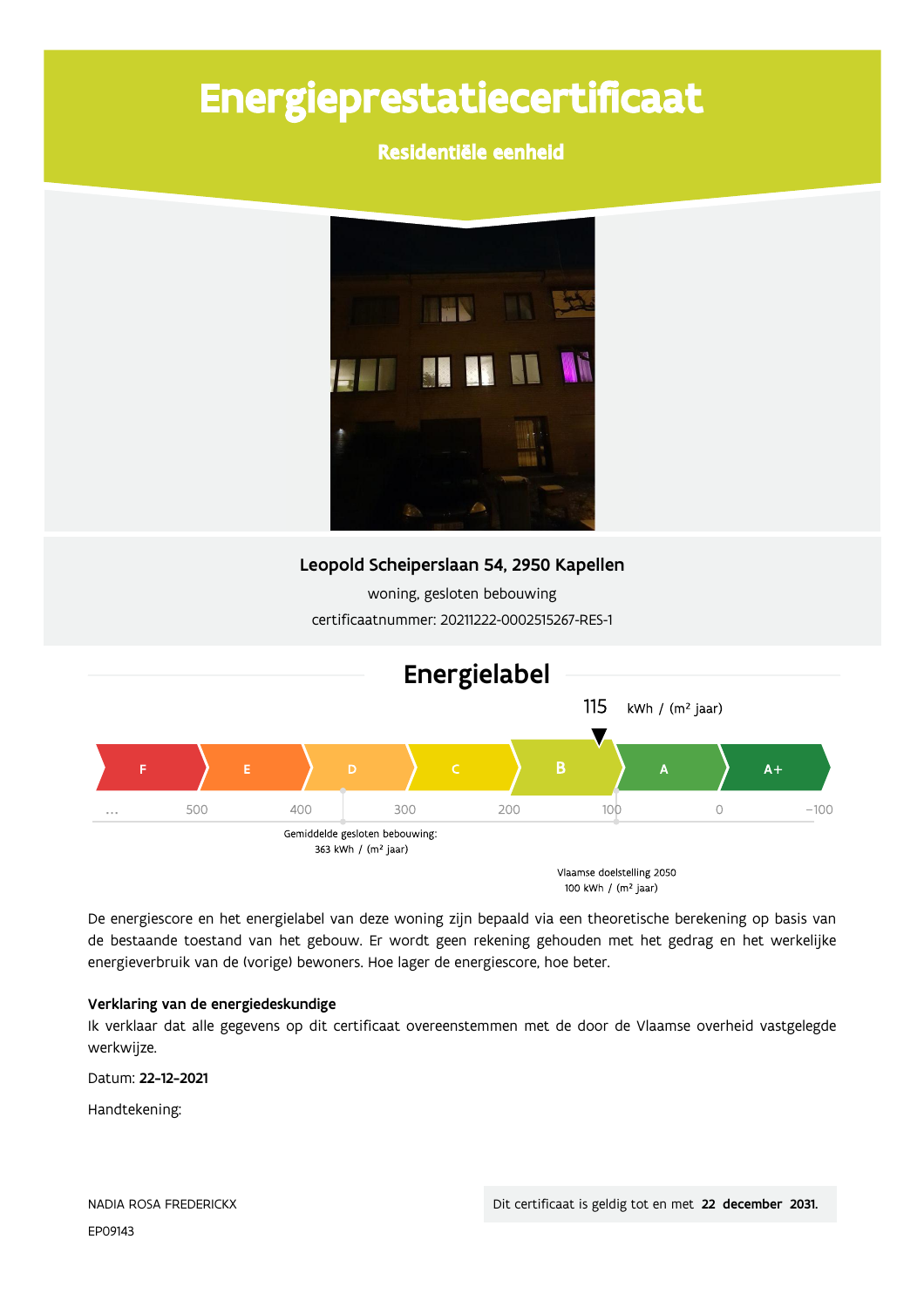# Energieprestatiecertificaat

## Residentiële eenheid

**Leopold Scheiperslaan 54, 2950 Kapellen**

woning, gesloten bebouwing

certificaatnummer: 20211222-0002515267-RES-1

## Energielabel

115 kWh / (m² jaar)

| F | E | D | C | B | A | A+ |
|---|---|---|---|---|---|---|

... 500 400 300 200 100 0 -100

Gemiddelde gesloten bebouwing: 363 kWh / (m² jaar)

Vlaamse doelstelling 2050 100 kWh / (m² jaar)

De energiescore en het energielabel van deze woning zijn bepaald via een theoretische berekening op basis van de bestaande toestand van het gebouw. Er wordt geen rekening gehouden met het gedrag en het werkelijke energieverbruik van de (vorige) bewoners. Hoe lager de energiescore, hoe beter.

**Verklaring van de energiedeskundige**

Ik verklaar dat alle gegevens op dit certificaat overeenstemmen met de door de Vlaamse overheid vastgelegde werkwijze.

Datum: **22-12-2021**

Handtekening:

NADIA ROSA FREDERICKX

EP09143

Dit certificaat is geldig tot en met **22 december 2031.**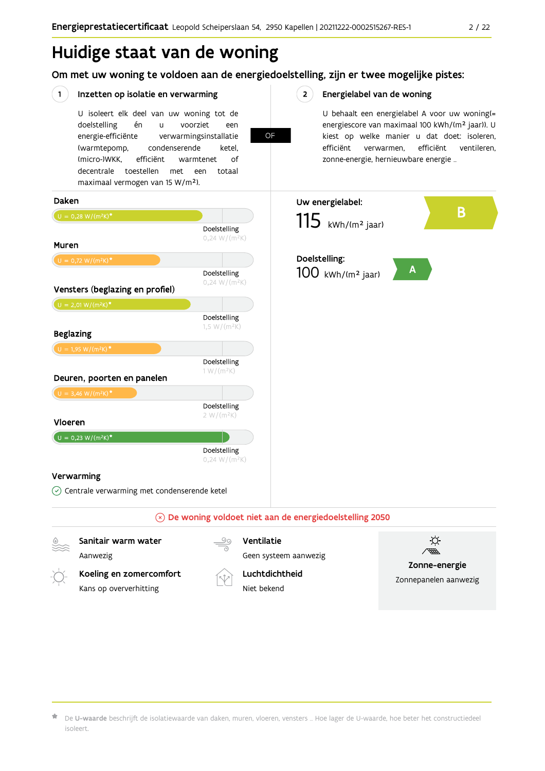# Huidige staat van de woning

## Om met uw woning te voldoen aan de energiedoelstelling, zijn er twee mogelijke pistes:

### 1 Inzetten op isolatie en verwarming

U isoleert elk deel van uw woning tot de doelstelling én u voorziet een energie-efficiënte verwarmingsinstallatie (warmtepomp, condenserende ketel, (micro-)WKK, efficiënt warmtenet of decentrale toestellen met een totaal maximaal vermogen van 15 W/m²).

**OF**

### 2 Energielabel van de woning

U behaalt een energielabel A voor uw woning(= energiescore van maximaal 100 kWh/(m² jaar)). U kiest op welke manier u dat doet: isoleren, efficiënt verwarmen, efficiënt ventileren, zonne-energie, hernieuwbare energie …

**Daken**

U = 0,28 W/(m²K)*

Doelstelling 0,24 W/(m²K)

**Muren**

U = 0,72 W/(m²K)*

Doelstelling 0,24 W/(m²K)

**Vensters (beglazing en profiel)**

U = 2,01 W/(m²K)*

Doelstelling 1,5 W/(m²K)

**Beglazing**

U = 1,95 W/(m²K)*

Doelstelling 1 W/(m²K)

**Deuren, poorten en panelen**

U = 3,46 W/(m²K)*

Doelstelling 2 W/(m²K)

**Vloeren**

U = 0,23 W/(m²K)*

Doelstelling 0,24 W/(m²K)

**Verwarming**

Centrale verwarming met condenserende ketel

**Uw energielabel:**

115 kWh/(m² jaar) — B

**Doelstelling:**

100 kWh/(m² jaar) — A

**De woning voldoet niet aan de energiedoelstelling 2050**

**Sanitair warm water**
Aanwezig

**Ventilatie**
Geen systeem aanwezig

**Koeling en zomercomfort**
Kans op oververhitting

**Luchtdichtheid**
Niet bekend

**Zonne-energie**
Zonnepanelen aanwezig

* De **U-waarde** beschrijft de isolatiewaarde van daken, muren, vloeren, vensters … Hoe lager de U-waarde, hoe beter het constructiedeel isoleert.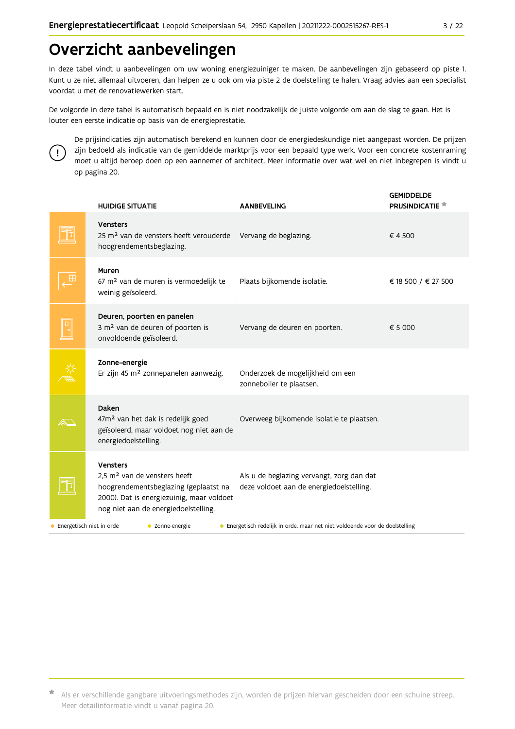# Overzicht aanbevelingen

In deze tabel vindt u aanbevelingen om uw woning energiezuiniger te maken. De aanbevelingen zijn gebaseerd op piste 1. Kunt u ze niet allemaal uitvoeren, dan helpen ze u ook om via piste 2 de doelstelling te halen. Vraag advies aan een specialist voordat u met de renovatiewerken start.

De volgorde in deze tabel is automatisch bepaald en is niet noodzakelijk de juiste volgorde om aan de slag te gaan. Het is louter een eerste indicatie op basis van de energieprestatie.

De prijsindicaties zijn automatisch berekend en kunnen door de energiedeskundige niet aangepast worden. De prijzen zijn bedoeld als indicatie van de gemiddelde marktprijs voor een bepaald type werk. Voor een concrete kostenraming moet u altijd beroep doen op een aannemer of architect. Meer informatie over wat wel en niet inbegrepen is vindt u op pagina 20.

| HUIDIGE SITUATIE | AANBEVELING | GEMIDDELDE PRIJSINDICATIE * |
|---|---|---|
| **Vensters** 25 m² van de vensters heeft verouderde hoogrendementsbeglazing. | Vervang de beglazing. | € 4 500 |
| **Muren** 67 m² van de muren is vermoedelijk te weinig geïsoleerd. | Plaats bijkomende isolatie. | € 18 500 / € 27 500 |
| **Deuren, poorten en panelen** 3 m² van de deuren of poorten is onvoldoende geïsoleerd. | Vervang de deuren en poorten. | € 5 000 |
| **Zonne-energie** Er zijn 45 m² zonnepanelen aanwezig. | Onderzoek de mogelijkheid om een zonneboiler te plaatsen. | |
| **Daken** 47m² van het dak is redelijk goed geïsoleerd, maar voldoet nog niet aan de energiedoelstelling. | Overweeg bijkomende isolatie te plaatsen. | |
| **Vensters** 2,5 m² van de vensters heeft hoogrendementsbeglazing (geplaatst na 2000). Dat is energiezuinig, maar voldoet nog niet aan de energiedoelstelling. | Als u de beglazing vervangt, zorg dan dat deze voldoet aan de energiedoelstelling. | |

● Energetisch niet in orde ● Zonne-energie ● Energetisch redelijk in orde, maar net niet voldoende voor de doelstelling

* Als er verschillende gangbare uitvoeringsmethodes zijn, worden de prijzen hiervan gescheiden door een schuine streep. Meer detailinformatie vindt u vanaf pagina 20.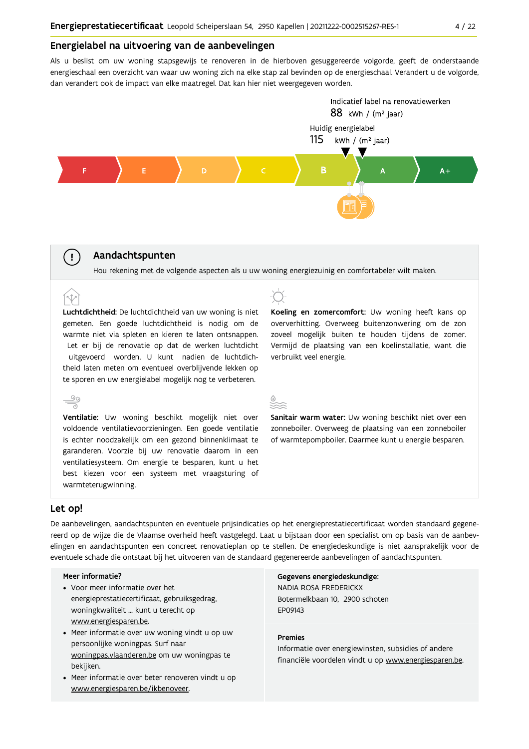## Energielabel na uitvoering van de aanbevelingen

Als u beslist om uw woning stapsgewijs te renoveren in de hierboven gesuggereerde volgorde, geeft de onderstaande energieschaal een overzicht van waar uw woning zich na elke stap zal bevinden op de energieschaal. Verandert u de volgorde, dan verandert ook de impact van elke maatregel. Dat kan hier niet weergegeven worden.

Indicatief label na renovatiewerken
88 kWh / (m² jaar)

Huidig energielabel
115 kWh / (m² jaar)

F | E | D | C | B | A | A+

## Aandachtspunten

Hou rekening met de volgende aspecten als u uw woning energiezuinig en comfortabeler wilt maken.

**Luchtdichtheid:** De luchtdichtheid van uw woning is niet gemeten. Een goede luchtdichtheid is nodig om de warmte niet via spleten en kieren te laten ontsnappen. Let er bij de renovatie op dat de werken luchtdicht uitgevoerd worden. U kunt nadien de luchtdichtheid laten meten om eventueel overblijvende lekken op te sporen en uw energielabel mogelijk nog te verbeteren.

**Koeling en zomercomfort:** Uw woning heeft kans op oververhitting. Overweeg buitenzonwering om de zon zoveel mogelijk buiten te houden tijdens de zomer. Vermijd de plaatsing van een koelinstallatie, want die verbruikt veel energie.

**Ventilatie:** Uw woning beschikt mogelijk niet over voldoende ventilatievoorzieningen. Een goede ventilatie is echter noodzakelijk om een gezond binnenklimaat te garanderen. Voorzie bij uw renovatie daarom in een ventilatiesysteem. Om energie te besparen, kunt u het best kiezen voor een systeem met vraagsturing of warmteterugwinning.

**Sanitair warm water:** Uw woning beschikt niet over een zonneboiler. Overweeg de plaatsing van een zonneboiler of warmtepompboiler. Daarmee kunt u energie besparen.

## Let op!

De aanbevelingen, aandachtspunten en eventuele prijsindicaties op het energieprestatiecertificaat worden standaard gegenereerd op de wijze die de Vlaamse overheid heeft vastgelegd. Laat u bijstaan door een specialist om op basis van de aanbevelingen en aandachtspunten een concreet renovatieplan op te stellen. De energiedeskundige is niet aansprakelijk voor de eventuele schade die ontstaat bij het uitvoeren van de standaard gegenereerde aanbevelingen of aandachtspunten.

**Meer informatie?**

- Voor meer informatie over het energieprestatiecertificaat, gebruiksgedrag, woningkwaliteit ... kunt u terecht op www.energiesparen.be.
- Meer informatie over uw woning vindt u op uw persoonlijke woningpas. Surf naar woningpas.vlaanderen.be om uw woningpas te bekijken.
- Meer informatie over beter renoveren vindt u op www.energiesparen.be/ikbenoveer.

**Gegevens energiedeskundige:**
NADIA ROSA FREDERICKX
Botermelkbaan 10, 2900 schoten
EP09143

**Premies**
Informatie over energiewinsten, subsidies of andere financiële voordelen vindt u op www.energiesparen.be.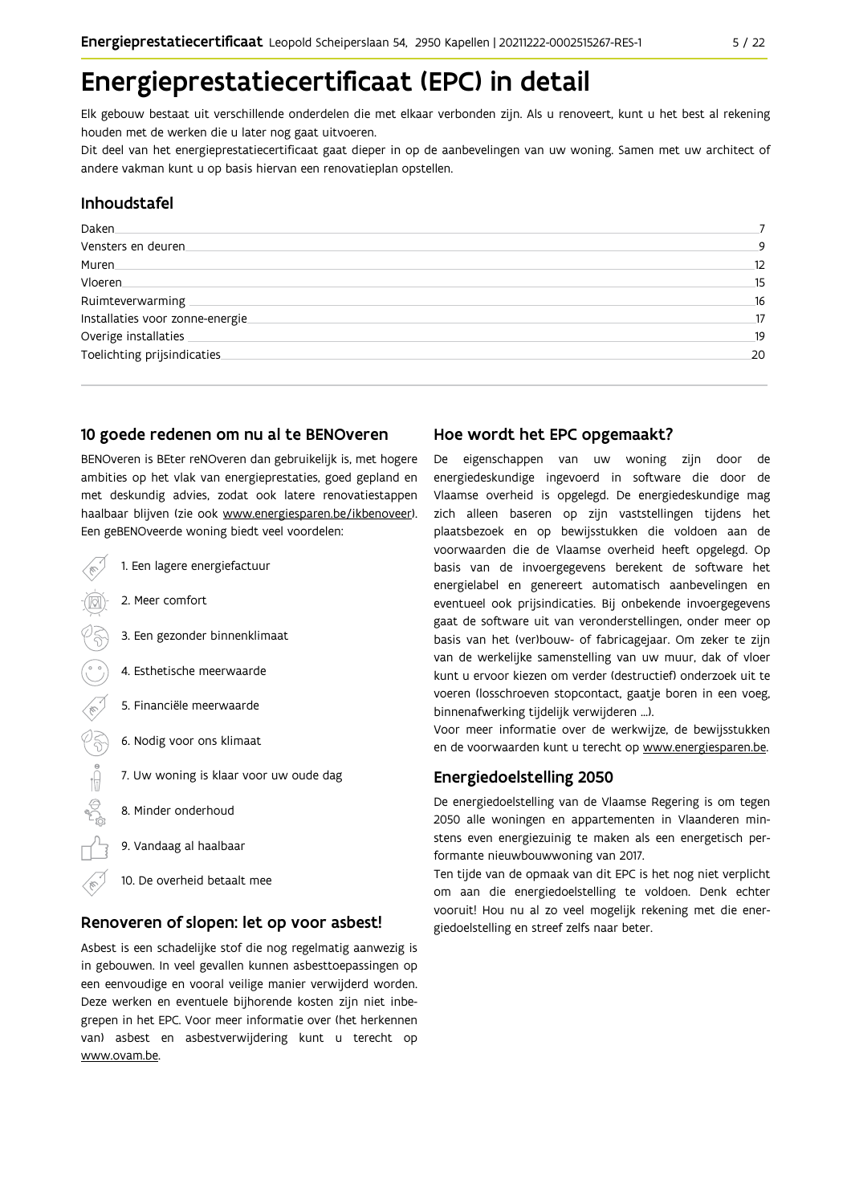# Energieprestatiecertificaat (EPC) in detail

Elk gebouw bestaat uit verschillende onderdelen die met elkaar verbonden zijn. Als u renoveert, kunt u het best al rekening houden met de werken die u later nog gaat uitvoeren.

Dit deel van het energieprestatiecertificaat gaat dieper in op de aanbevelingen van uw woning. Samen met uw architect of andere vakman kunt u op basis hiervan een renovatieplan opstellen.

## Inhoudstafel

| | |
|---|---|
| Daken | 7 |
| Vensters en deuren | 9 |
| Muren | 12 |
| Vloeren | 15 |
| Ruimteverwarming | 16 |
| Installaties voor zonne-energie | 17 |
| Overige installaties | 19 |
| Toelichting prijsindicaties | 20 |

## 10 goede redenen om nu al te BENOveren

BENOveren is BEter reNOveren dan gebruikelijk is, met hogere ambities op het vlak van energieprestaties, goed gepland en met deskundig advies, zodat ook latere renovatiestappen haalbaar blijven (zie ook www.energiesparen.be/ikbenoveer). Een geBENOveerde woning biedt veel voordelen:

1. Een lagere energiefactuur
2. Meer comfort
3. Een gezonder binnenklimaat
4. Esthetische meerwaarde
5. Financiële meerwaarde
6. Nodig voor ons klimaat
7. Uw woning is klaar voor uw oude dag
8. Minder onderhoud
9. Vandaag al haalbaar
10. De overheid betaalt mee

## Renoveren of slopen: let op voor asbest!

Asbest is een schadelijke stof die nog regelmatig aanwezig is in gebouwen. In veel gevallen kunnen asbesttoepassingen op een eenvoudige en vooral veilige manier verwijderd worden. Deze werken en eventuele bijhorende kosten zijn niet inbegrepen in het EPC. Voor meer informatie over (het herkennen van) asbest en asbestverwijdering kunt u terecht op www.ovam.be.

## Hoe wordt het EPC opgemaakt?

De eigenschappen van uw woning zijn door de energiedeskundige ingevoerd in software die door de Vlaamse overheid is opgelegd. De energiedeskundige mag zich alleen baseren op zijn vaststellingen tijdens het plaatsbezoek en op bewijsstukken die voldoen aan de voorwaarden die de Vlaamse overheid heeft opgelegd. Op basis van de invoergegevens berekent de software het energielabel en genereert automatisch aanbevelingen en eventueel ook prijsindicaties. Bij onbekende invoergegevens gaat de software uit van veronderstellingen, onder meer op basis van het (ver)bouw- of fabricagejaar. Om zeker te zijn van de werkelijke samenstelling van uw muur, dak of vloer kunt u ervoor kiezen om verder (destructief) onderzoek uit te voeren (losschroeven stopcontact, gaatje boren in een voeg, binnenafwerking tijdelijk verwijderen ...).

Voor meer informatie over de werkwijze, de bewijsstukken en de voorwaarden kunt u terecht op www.energiesparen.be.

## Energiedoelstelling 2050

De energiedoelstelling van de Vlaamse Regering is om tegen 2050 alle woningen en appartementen in Vlaanderen minstens even energiezuinig te maken als een energetisch performante nieuwbouwwoning van 2017.

Ten tijde van de opmaak van dit EPC is het nog niet verplicht om aan die energiedoelstelling te voldoen. Denk echter vooruit! Hou nu al zo veel mogelijk rekening met die energiedoelstelling en streef zelfs naar beter.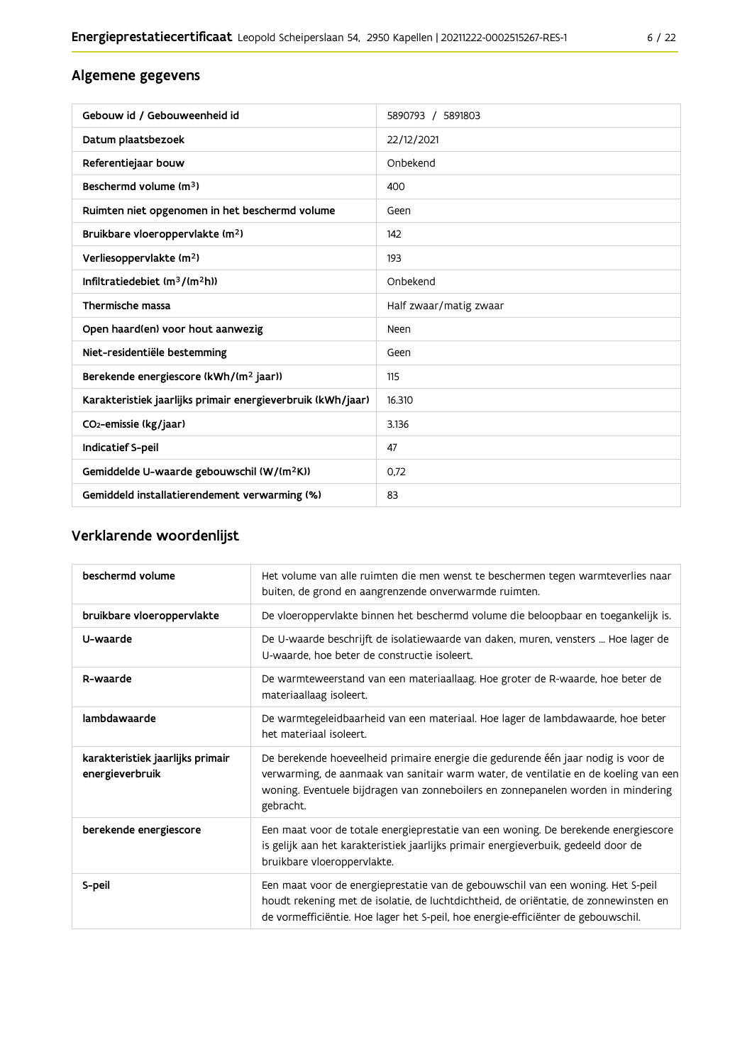## Algemene gegevens

| | |
|---|---|
| Gebouw id / Gebouweenheid id | 5890793 / 5891803 |
| Datum plaatsbezoek | 22/12/2021 |
| Referentiejaar bouw | Onbekend |
| Beschermd volume ($m^3$) | 400 |
| Ruimten niet opgenomen in het beschermd volume | Geen |
| Bruikbare vloeroppervlakte ($m^2$) | 142 |
| Verliesoppervlakte ($m^2$) | 193 |
| Infiltratiedebiet ($m^3/(m^2h)$) | Onbekend |
| Thermische massa | Half zwaar/matig zwaar |
| Open haard(en) voor hout aanwezig | Neen |
| Niet-residentiële bestemming | Geen |
| Berekende energiescore (kWh/($m^2$ jaar)) | 115 |
| Karakteristiek jaarlijks primair energieverbruik (kWh/jaar) | 16.310 |
| $CO_2$-emissie (kg/jaar) | 3.136 |
| Indicatief S-peil | 47 |
| Gemiddelde U-waarde gebouwschil (W/($m^2$K)) | 0,72 |
| Gemiddeld installatierendement verwarming (%) | 83 |

## Verklarende woordenlijst

| | |
|---|---|
| beschermd volume | Het volume van alle ruimten die men wenst te beschermen tegen warmteverlies naar buiten, de grond en aangrenzende onverwarmde ruimten. |
| bruikbare vloeroppervlakte | De vloeroppervlakte binnen het beschermd volume die beloopbaar en toegankelijk is. |
| U-waarde | De U-waarde beschrijft de isolatiewaarde van daken, muren, vensters ... Hoe lager de U-waarde, hoe beter de constructie isoleert. |
| R-waarde | De warmteweerstand van een materiaallaag. Hoe groter de R-waarde, hoe beter de materiaallaag isoleert. |
| lambdawaarde | De warmtegeleidbaarheid van een materiaal. Hoe lager de lambdawaarde, hoe beter het materiaal isoleert. |
| karakteristiek jaarlijks primair energieverbruik | De berekende hoeveelheid primaire energie die gedurende één jaar nodig is voor de verwarming, de aanmaak van sanitair warm water, de ventilatie en de koeling van een woning. Eventuele bijdragen van zonneboilers en zonnepanelen worden in mindering gebracht. |
| berekende energiescore | Een maat voor de totale energieprestatie van een woning. De berekende energiescore is gelijk aan het karakteristiek jaarlijks primair energieverbuik, gedeeld door de bruikbare vloeroppervlakte. |
| S-peil | Een maat voor de energieprestatie van de gebouwschil van een woning. Het S-peil houdt rekening met de isolatie, de luchtdichtheid, de oriëntatie, de zonnewinsten en de vormefficiëntie. Hoe lager het S-peil, hoe energie-efficiënter de gebouwschil. |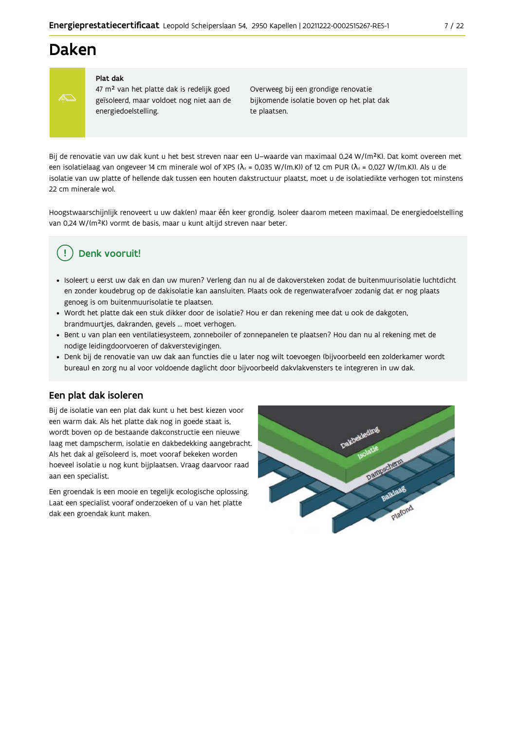# Daken

**Plat dak**

47 m² van het platte dak is redelijk goed geïsoleerd, maar voldoet nog niet aan de energiedoelstelling.

Overweeg bij een grondige renovatie bijkomende isolatie boven op het plat dak te plaatsen.

Bij de renovatie van uw dak kunt u het best streven naar een U–waarde van maximaal 0,24 W/(m²K). Dat komt overeen met een isolatielaag van ongeveer 14 cm minerale wol of XPS ($\lambda_d$ = 0,035 W/(m.K)) of 12 cm PUR ($\lambda_d$ = 0,027 W/(m.K)). Als u de isolatie van uw platte of hellende dak tussen een houten dakstructuur plaatst, moet u de isolatiedikte verhogen tot minstens 22 cm minerale wol.

Hoogstwaarschijnlijk renoveert u uw dak(en) maar één keer grondig. Isoleer daarom meteen maximaal. De energiedoelstelling van 0,24 W/(m²K) vormt de basis, maar u kunt altijd streven naar beter.

## Denk vooruit!

- Isoleert u eerst uw dak en dan uw muren? Verleng dan nu al de dakoversteken zodat de buitenmuurisolatie luchtdicht en zonder koudebrug op de dakisolatie kan aansluiten. Plaats ook de regenwaterafvoer zodanig dat er nog plaats genoeg is om buitenmuurisolatie te plaatsen.
- Wordt het platte dak een stuk dikker door de isolatie? Hou er dan rekening mee dat u ook de dakgoten, brandmuurtjes, dakranden, gevels ... moet verhogen.
- Bent u van plan een ventilatiesysteem, zonneboiler of zonnepanelen te plaatsen? Hou dan nu al rekening met de nodige leidingdoorvoeren of dakverstevigingen.
- Denk bij de renovatie van uw dak aan functies die u later nog wilt toevoegen (bijvoorbeeld een zolderkamer wordt bureau) en zorg nu al voor voldoende daglicht door bijvoorbeeld dakvlakvensters te integreren in uw dak.

## Een plat dak isoleren

Bij de isolatie van een plat dak kunt u het best kiezen voor een warm dak. Als het platte dak nog in goede staat is, wordt boven op de bestaande dakconstructie een nieuwe laag met dampscherm, isolatie en dakbedekking aangebracht. Als het dak al geïsoleerd is, moet vooraf bekeken worden hoeveel isolatie u nog kunt bijplaatsen. Vraag daarvoor raad aan een specialist.

Een groendak is een mooie en tegelijk ecologische oplossing. Laat een specialist vooraf onderzoeken of u van het platte dak een groendak kunt maken.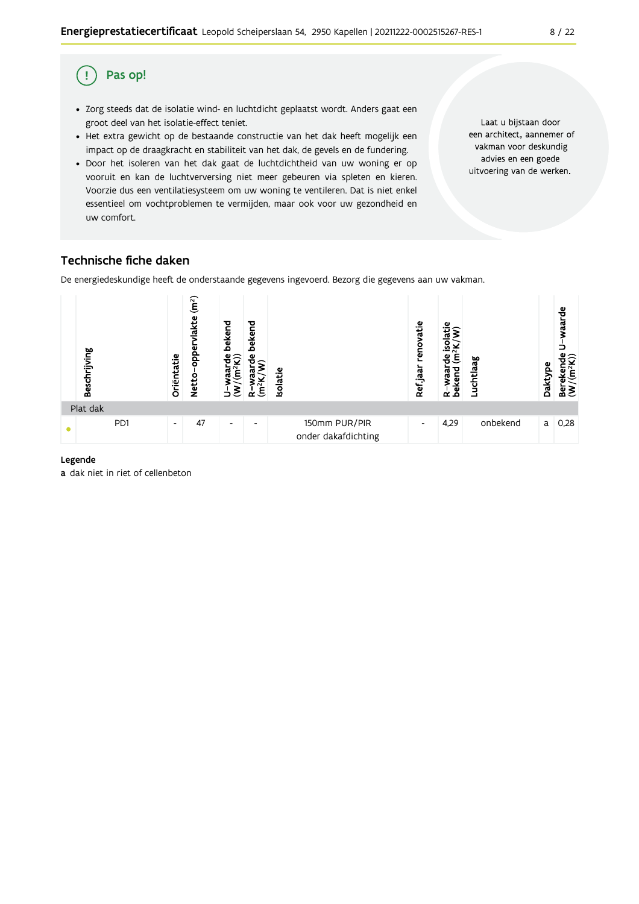## Pas op!

- Zorg steeds dat de isolatie wind- en luchtdicht geplaatst wordt. Anders gaat een groot deel van het isolatie-effect teniet.
- Het extra gewicht op de bestaande constructie van het dak heeft mogelijk een impact op de draagkracht en stabiliteit van het dak, de gevels en de fundering.
- Door het isoleren van het dak gaat de luchtdichtheid van uw woning er op vooruit en kan de luchtverversing niet meer gebeuren via spleten en kieren. Voorzie dus een ventilatiesysteem om uw woning te ventileren. Dat is niet enkel essentieel om vochtproblemen te vermijden, maar ook voor uw gezondheid en uw comfort.

Laat u bijstaan door een architect, aannemer of vakman voor deskundig advies en een goede uitvoering van de werken.

## Technische fiche daken

De energiedeskundige heeft de onderstaande gegevens ingevoerd. Bezorg die gegevens aan uw vakman.

| | Beschrijving | Oriëntatie | Netto-oppervlakte (m²) | U-waarde bekend (W/(m²K)) | R-waarde bekend (m²K/W) | Isolatie | Ref.jaar renovatie | R-waarde isolatie bekend (m²K/W) | Luchtlaag | Daktype | Berekende U-waarde (W/(m²K)) |
|---|---|---|---|---|---|---|---|---|---|---|---|
| Plat dak | | | | | | | | | | | |
| • | PD1 | - | 47 | - | - | 150mm PUR/PIR onder dakafdichting | - | 4,29 | onbekend | a | 0,28 |

**Legende**

**a** dak niet in riet of cellenbeton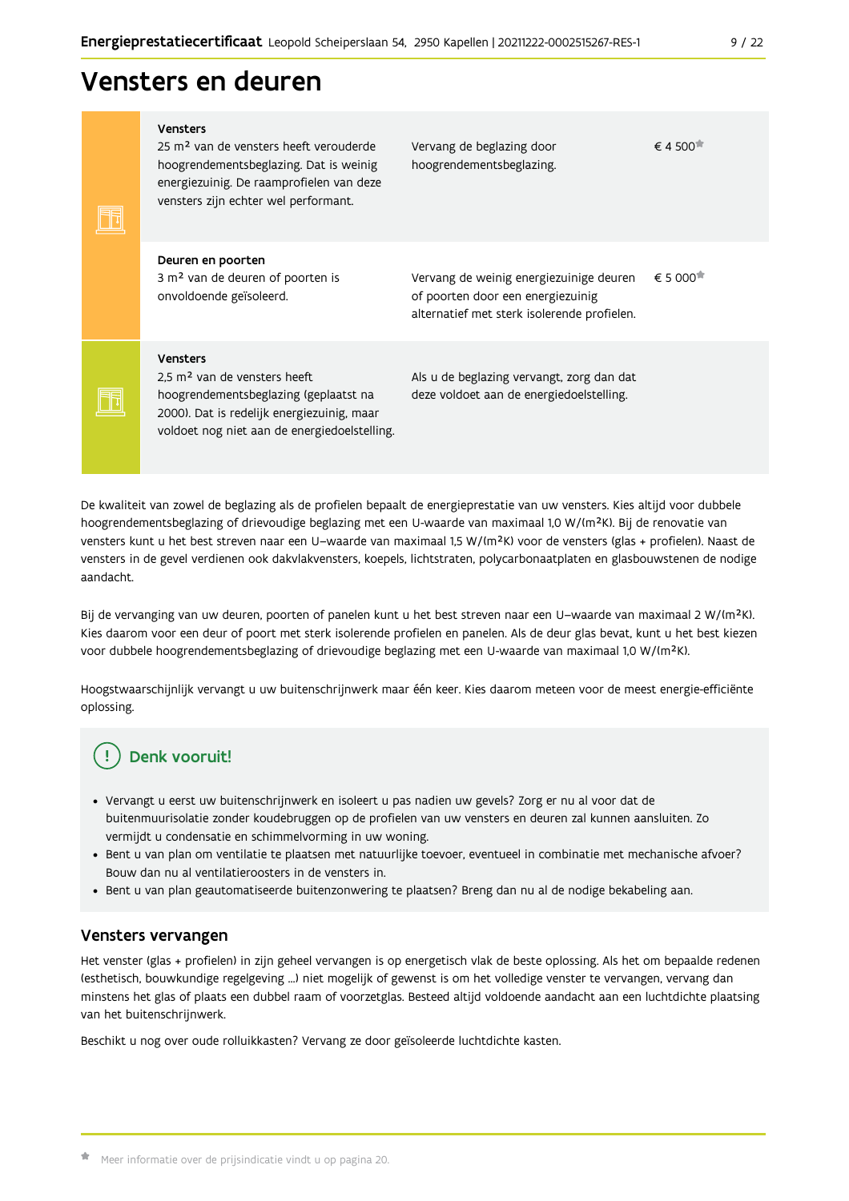# Vensters en deuren

| Onderdeel | Aanbeveling | Prijsindicatie |
| --- | --- | --- |
| **Vensters**<br>25 m² van de vensters heeft verouderde hoogrendementsbeglazing. Dat is weinig energiezuinig. De raamprofielen van deze vensters zijn echter wel performant. | Vervang de beglazing door hoogrendementsbeglazing. | € 4 500* |
| **Deuren en poorten**<br>3 m² van de deuren of poorten is onvoldoende geïsoleerd. | Vervang de weinig energiezuinige deuren of poorten door een energiezuinig alternatief met sterk isolerende profielen. | € 5 000* |
| **Vensters**<br>2,5 m² van de vensters heeft hoogrendementsbeglazing (geplaatst na 2000). Dat is redelijk energiezuinig, maar voldoet nog niet aan de energiedoelstelling. | Als u de beglazing vervangt, zorg dan dat deze voldoet aan de energiedoelstelling. | |

De kwaliteit van zowel de beglazing als de profielen bepaalt de energieprestatie van uw vensters. Kies altijd voor dubbele hoogrendementsbeglazing of drievoudige beglazing met een U-waarde van maximaal 1,0 W/(m²K). Bij de renovatie van vensters kunt u het best streven naar een U–waarde van maximaal 1,5 W/(m²K) voor de vensters (glas + profielen). Naast de vensters in de gevel verdienen ook dakvlakvensters, koepels, lichtstraten, polycarbonaatplaten en glasbouwstenen de nodige aandacht.

Bij de vervanging van uw deuren, poorten of panelen kunt u het best streven naar een U–waarde van maximaal 2 W/(m²K). Kies daarom voor een deur of poort met sterk isolerende profielen en panelen. Als de deur glas bevat, kunt u het best kiezen voor dubbele hoogrendementsbeglazing of drievoudige beglazing met een U-waarde van maximaal 1,0 W/(m²K).

Hoogstwaarschijnlijk vervangt u uw buitenschrijnwerk maar één keer. Kies daarom meteen voor de meest energie-efficiënte oplossing.

## Denk vooruit!

- Vervangt u eerst uw buitenschrijnwerk en isoleert u pas nadien uw gevels? Zorg er nu al voor dat de buitenmuurisolatie zonder koudebruggen op de profielen van uw vensters en deuren zal kunnen aansluiten. Zo vermijdt u condensatie en schimmelvorming in uw woning.
- Bent u van plan om ventilatie te plaatsen met natuurlijke toevoer, eventueel in combinatie met mechanische afvoer? Bouw dan nu al ventilatieroosters in de vensters in.
- Bent u van plan geautomatiseerde buitenzonwering te plaatsen? Breng dan nu al de nodige bekabeling aan.

## Vensters vervangen

Het venster (glas + profielen) in zijn geheel vervangen is op energetisch vlak de beste oplossing. Als het om bepaalde redenen (esthetisch, bouwkundige regelgeving ...) niet mogelijk of gewenst is om het volledige venster te vervangen, vervang dan minstens het glas of plaats een dubbel raam of voorzetglas. Besteed altijd voldoende aandacht aan een luchtdichte plaatsing van het buitenschrijnwerk.

Beschikt u nog over oude rolluikkasten? Vervang ze door geïsoleerde luchtdichte kasten.

* Meer informatie over de prijsindicatie vindt u op pagina 20.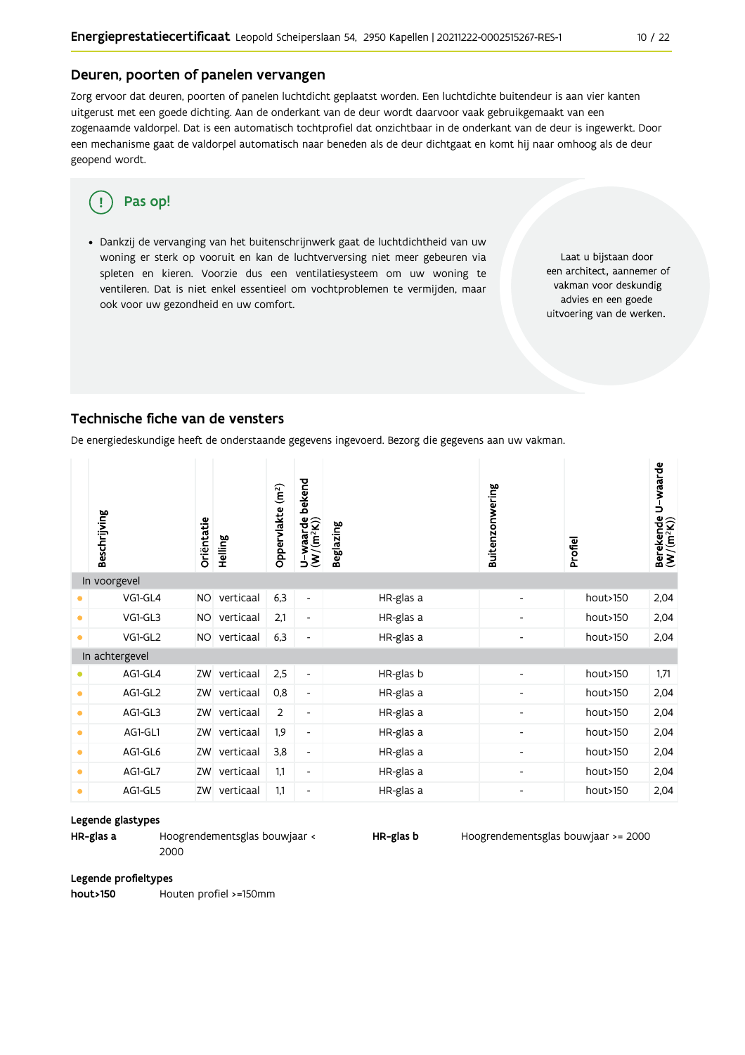## Deuren, poorten of panelen vervangen

Zorg ervoor dat deuren, poorten of panelen luchtdicht geplaatst worden. Een luchtdichte buitendeur is aan vier kanten uitgerust met een goede dichting. Aan de onderkant van de deur wordt daarvoor vaak gebruikgemaakt van een zogenaamde valdorpel. Dat is een automatisch tochtprofiel dat onzichtbaar in de onderkant van de deur is ingewerkt. Door een mechanisme gaat de valdorpel automatisch naar beneden als de deur dichtgaat en komt hij naar omhoog als de deur geopend wordt.

**Pas op!**

- Dankzij de vervanging van het buitenschrijnwerk gaat de luchtdichtheid van uw woning er sterk op vooruit en kan de luchtverversing niet meer gebeuren via spleten en kieren. Voorzie dus een ventilatiesysteem om uw woning te ventileren. Dat is niet enkel essentieel om vochtproblemen te vermijden, maar ook voor uw gezondheid en uw comfort.

Laat u bijstaan door een architect, aannemer of vakman voor deskundig advies en een goede uitvoering van de werken.

## Technische fiche van de vensters

De energiedeskundige heeft de onderstaande gegevens ingevoerd. Bezorg die gegevens aan uw vakman.

| | Beschrijving | Oriëntatie | Helling | Oppervlakte (m²) | U-waarde bekend (W/(m²K)) | Beglazing | Buitenzonwering | Profiel | Berekende U-waarde (W/(m²K)) |
|---|---|---|---|---|---|---|---|---|---|
| **In voorgevel** | | | | | | | | | |
| • | VG1-GL4 | NO | verticaal | 6,3 | - | HR-glas a | - | hout>150 | 2,04 |
| • | VG1-GL3 | NO | verticaal | 2,1 | - | HR-glas a | - | hout>150 | 2,04 |
| • | VG1-GL2 | NO | verticaal | 6,3 | - | HR-glas a | - | hout>150 | 2,04 |
| **In achtergevel** | | | | | | | | | |
| • | AG1-GL4 | ZW | verticaal | 2,5 | - | HR-glas b | - | hout>150 | 1,71 |
| • | AG1-GL2 | ZW | verticaal | 0,8 | - | HR-glas a | - | hout>150 | 2,04 |
| • | AG1-GL3 | ZW | verticaal | 2 | - | HR-glas a | - | hout>150 | 2,04 |
| • | AG1-GL1 | ZW | verticaal | 1,9 | - | HR-glas a | - | hout>150 | 2,04 |
| • | AG1-GL6 | ZW | verticaal | 3,8 | - | HR-glas a | - | hout>150 | 2,04 |
| • | AG1-GL7 | ZW | verticaal | 1,1 | - | HR-glas a | - | hout>150 | 2,04 |
| • | AG1-GL5 | ZW | verticaal | 1,1 | - | HR-glas a | - | hout>150 | 2,04 |

**Legende glastypes**

| | |
|---|---|
| **HR-glas a** | Hoogrendementsglas bouwjaar < 2000 |
| **HR-glas b** | Hoogrendementsglas bouwjaar >= 2000 |

**Legende profieltypes**

| | |
|---|---|
| **hout>150** | Houten profiel >=150mm |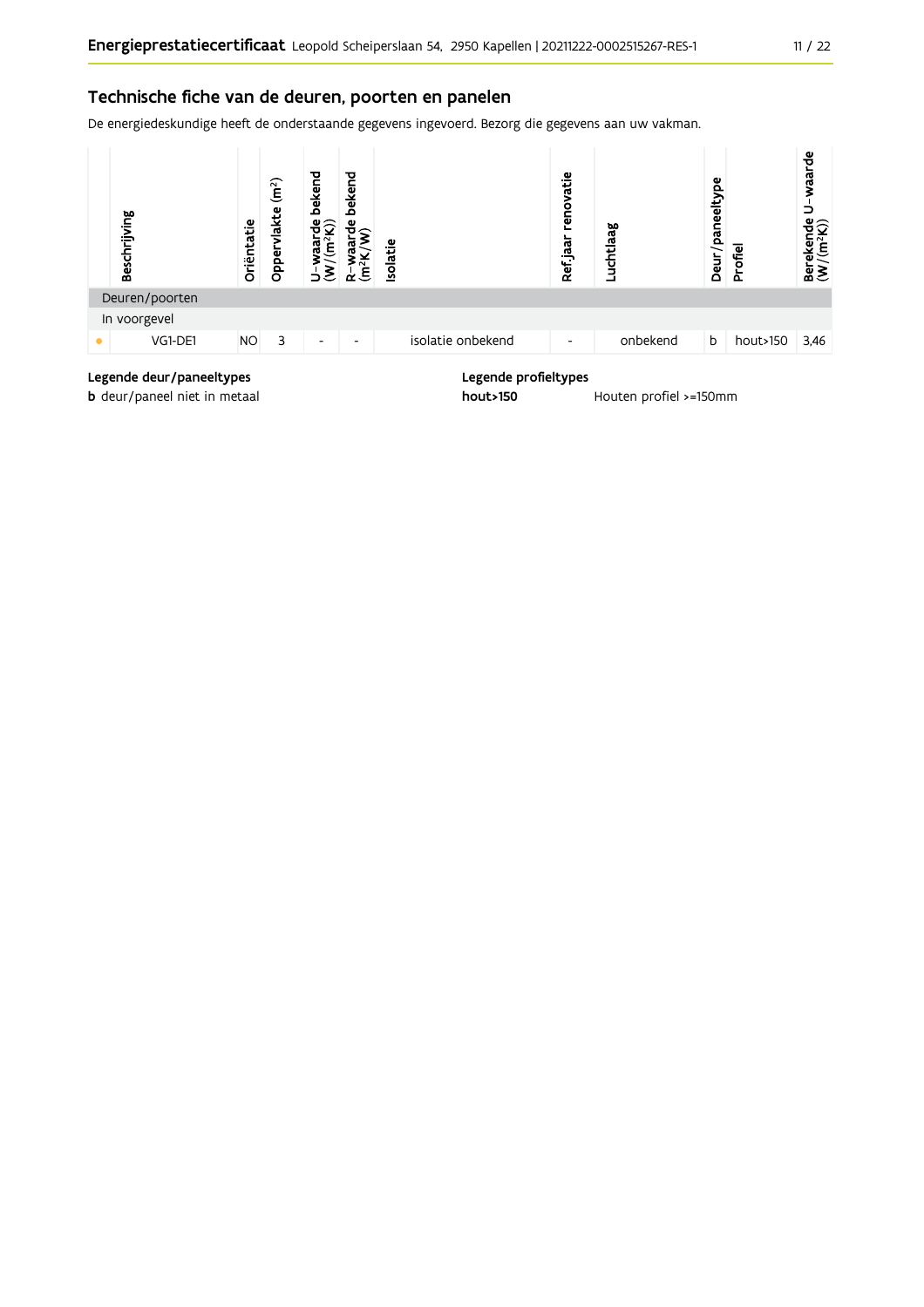## Technische fiche van de deuren, poorten en panelen

De energiedeskundige heeft de onderstaande gegevens ingevoerd. Bezorg die gegevens aan uw vakman.

| | Beschrijving | Oriëntatie | Oppervlakte ($m^2$) | U-waarde bekend ($W/(m^2K)$) | R-waarde bekend ($m^2K/W$) | Isolatie | Ref.jaar renovatie | Luchtlaag | Deur/paneeltype | Profiel | Berekende U-waarde ($W/(m^2K)$) |
|---|---|---|---|---|---|---|---|---|---|---|---|
| Deuren/poorten | | | | | | | | | | | |
| In voorgevel | | | | | | | | | | | |
| • | VG1-DE1 | NO | 3 | - | - | isolatie onbekend | - | onbekend | b | hout>150 | 3,46 |

**Legende deur/paneeltypes**

**b** deur/paneel niet in metaal

**Legende profieltypes**

**hout>150** Houten profiel >=150mm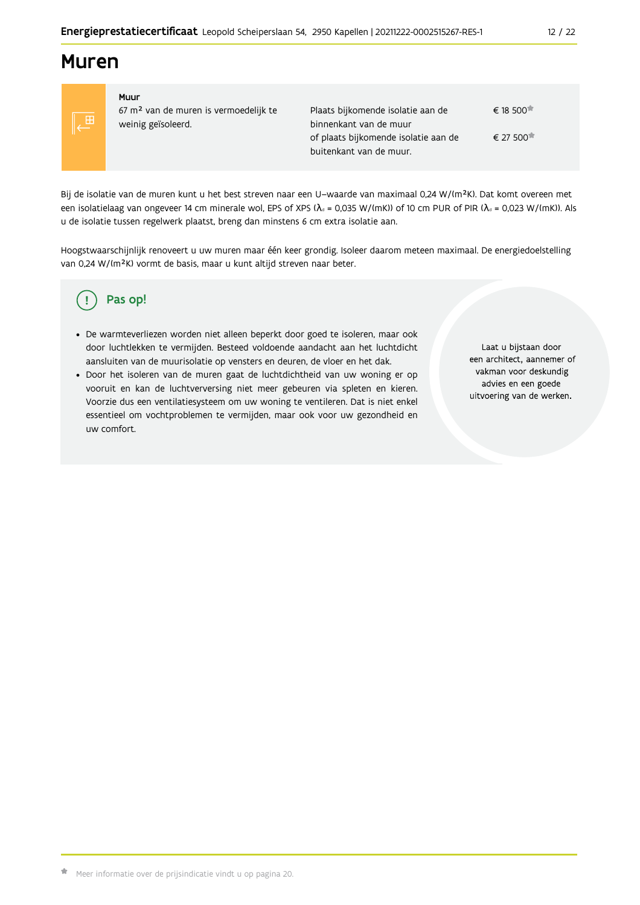# Muren

| Muur | | |
|---|---|---|
| 67 m² van de muren is vermoedelijk te weinig geïsoleerd. | Plaats bijkomende isolatie aan de binnenkant van de muur | € 18 500* |
| | of plaats bijkomende isolatie aan de buitenkant van de muur. | € 27 500* |

Bij de isolatie van de muren kunt u het best streven naar een U–waarde van maximaal 0,24 W/(m²K). Dat komt overeen met een isolatielaag van ongeveer 14 cm minerale wol, EPS of XPS ($\lambda_d$ = 0,035 W/(mK)) of 10 cm PUR of PIR ($\lambda_d$ = 0,023 W/(mK)). Als u de isolatie tussen regelwerk plaatst, breng dan minstens 6 cm extra isolatie aan.

Hoogstwaarschijnlijk renoveert u uw muren maar één keer grondig. Isoleer daarom meteen maximaal. De energiedoelstelling van 0,24 W/(m²K) vormt de basis, maar u kunt altijd streven naar beter.

## Pas op!

- De warmteverliezen worden niet alleen beperkt door goed te isoleren, maar ook door luchtlekken te vermijden. Besteed voldoende aandacht aan het luchtdicht aansluiten van de muurisolatie op vensters en deuren, de vloer en het dak.
- Door het isoleren van de muren gaat de luchtdichtheid van uw woning er op vooruit en kan de luchtverversing niet meer gebeuren via spleten en kieren. Voorzie dus een ventilatiesysteem om uw woning te ventileren. Dat is niet enkel essentieel om vochtproblemen te vermijden, maar ook voor uw gezondheid en uw comfort.

Laat u bijstaan door een architect, aannemer of vakman voor deskundig advies en een goede uitvoering van de werken.

* Meer informatie over de prijsindicatie vindt u op pagina 20.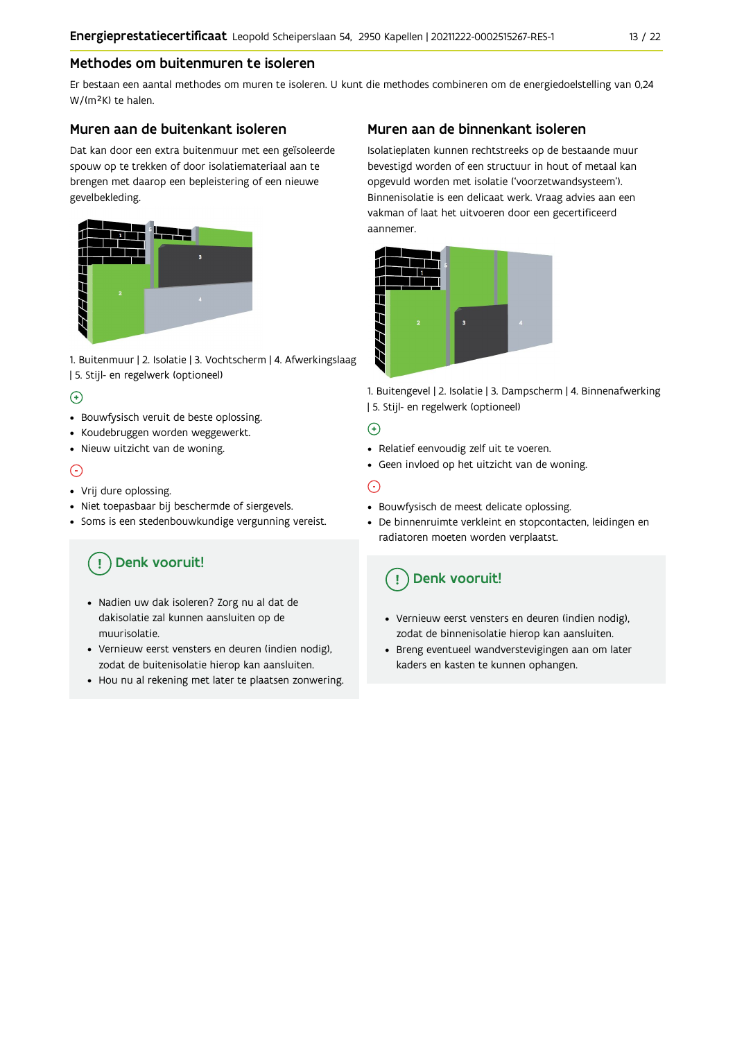## Methodes om buitenmuren te isoleren

Er bestaan een aantal methodes om muren te isoleren. U kunt die methodes combineren om de energiedoelstelling van 0,24 W/(m²K) te halen.

### Muren aan de buitenkant isoleren

Dat kan door een extra buitenmuur met een geïsoleerde spouw op te trekken of door isolatiemateriaal aan te brengen met daarop een bepleistering of een nieuwe gevelbekleding.

1. Buitenmuur | 2. Isolatie | 3. Vochtscherm | 4. Afwerkingslaag | 5. Stijl- en regelwerk (optioneel)

(+)

- Bouwfysisch veruit de beste oplossing.
- Koudebruggen worden weggewerkt.
- Nieuw uitzicht van de woning.

(-)

- Vrij dure oplossing.
- Niet toepasbaar bij beschermde of siergevels.
- Soms is een stedenbouwkundige vergunning vereist.

#### Denk vooruit!

- Nadien uw dak isoleren? Zorg nu al dat de dakisolatie zal kunnen aansluiten op de muurisolatie.
- Vernieuw eerst vensters en deuren (indien nodig), zodat de buitenisolatie hierop kan aansluiten.
- Hou nu al rekening met later te plaatsen zonwering.

### Muren aan de binnenkant isoleren

Isolatieplaten kunnen rechtstreeks op de bestaande muur bevestigd worden of een structuur in hout of metaal kan opgevuld worden met isolatie ('voorzetwandsysteem'). Binnenisolatie is een delicaat werk. Vraag advies aan een vakman of laat het uitvoeren door een gecertificeerd aannemer.

1. Buitengevel | 2. Isolatie | 3. Dampscherm | 4. Binnenafwerking | 5. Stijl- en regelwerk (optioneel)

(+)

- Relatief eenvoudig zelf uit te voeren.
- Geen invloed op het uitzicht van de woning.

(-)

- Bouwfysisch de meest delicate oplossing.
- De binnenruimte verkleint en stopcontacten, leidingen en radiatoren moeten worden verplaatst.

#### Denk vooruit!

- Vernieuw eerst vensters en deuren (indien nodig), zodat de binnenisolatie hierop kan aansluiten.
- Breng eventueel wandverstevigingen aan om later kaders en kasten te kunnen ophangen.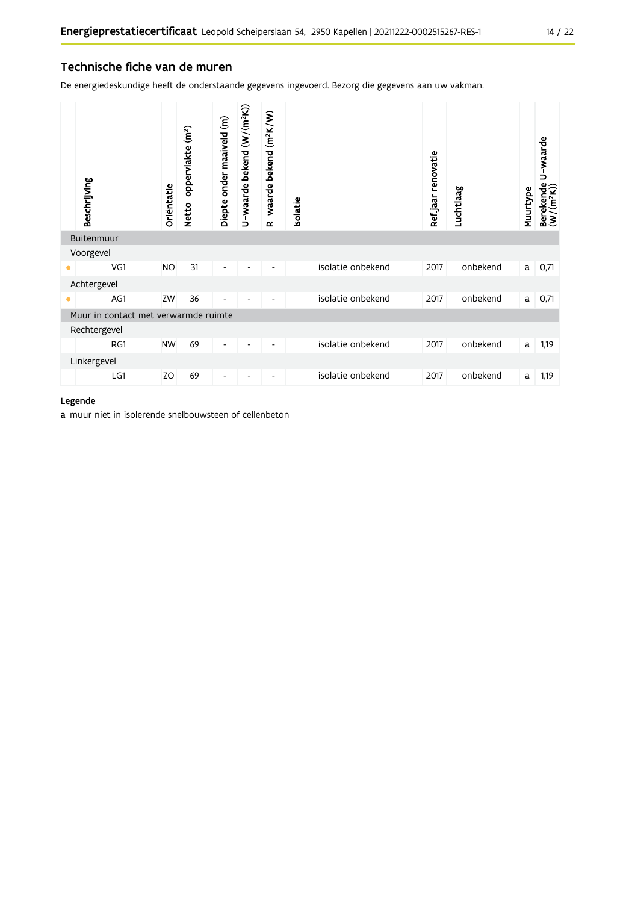## Technische fiche van de muren

De energiedeskundige heeft de onderstaande gegevens ingevoerd. Bezorg die gegevens aan uw vakman.

| | Beschrijving | Oriëntatie | Netto-oppervlakte (m²) | Diepte onder maaiveld (m) | U-waarde bekend (W/(m²K)) | R-waarde bekend (m²K/W) | Isolatie | Ref.jaar renovatie | Luchtlaag | Muurtype | Berekende U-waarde (W/(m²K)) |
|---|---|---|---|---|---|---|---|---|---|---|---|
| Buitenmuur | | | | | | | | | | | |
| Voorgevel | | | | | | | | | | | |
| • | VG1 | NO | 31 | - | - | - | isolatie onbekend | 2017 | onbekend | a | 0,71 |
| Achtergevel | | | | | | | | | | | |
| • | AG1 | ZW | 36 | - | - | - | isolatie onbekend | 2017 | onbekend | a | 0,71 |
| Muur in contact met verwarmde ruimte | | | | | | | | | | | |
| Rechtergevel | | | | | | | | | | | |
| | RG1 | NW | 69 | - | - | - | isolatie onbekend | 2017 | onbekend | a | 1,19 |
| Linkergevel | | | | | | | | | | | |
| | LG1 | ZO | 69 | - | - | - | isolatie onbekend | 2017 | onbekend | a | 1,19 |

**Legende**

**a** muur niet in isolerende snelbouwsteen of cellenbeton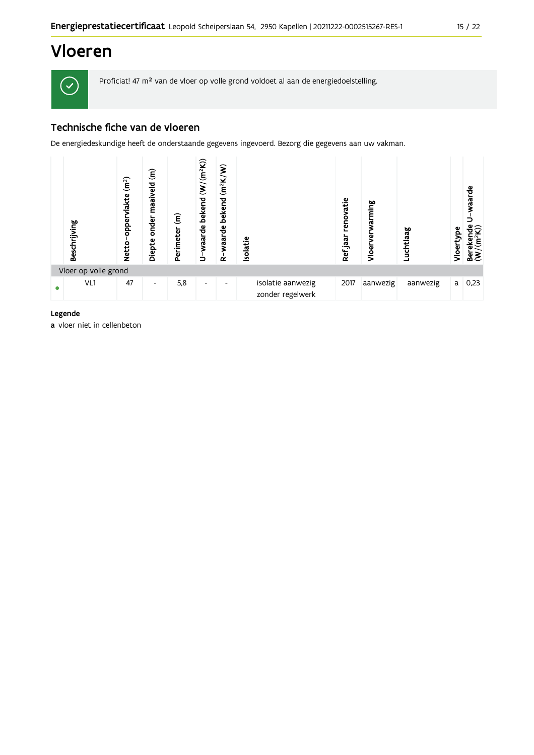# Vloeren

Proficiat! 47 m² van de vloer op volle grond voldoet al aan de energiedoelstelling.

## Technische fiche van de vloeren

De energiedeskundige heeft de onderstaande gegevens ingevoerd. Bezorg die gegevens aan uw vakman.

| | Beschrijving | Netto-oppervlakte (m²) | Diepte onder maaiveld (m) | Perimeter (m) | U-waarde bekend (W/(m²K)) | R-waarde bekend (m²K/W) | Isolatie | Ref jaar renovatie | Vloerverwarming | Luchtlaag | Vloertype | Berekende U-waarde (W/(m²K)) |
|---|---|---|---|---|---|---|---|---|---|---|---|---|
| Vloer op volle grond | | | | | | | | | | | | |
| • | VL1 | 47 | - | 5,8 | - | - | isolatie aanwezig zonder regelwerk | 2017 | aanwezig | aanwezig | a | 0,23 |

**Legende**

**a** vloer niet in cellenbeton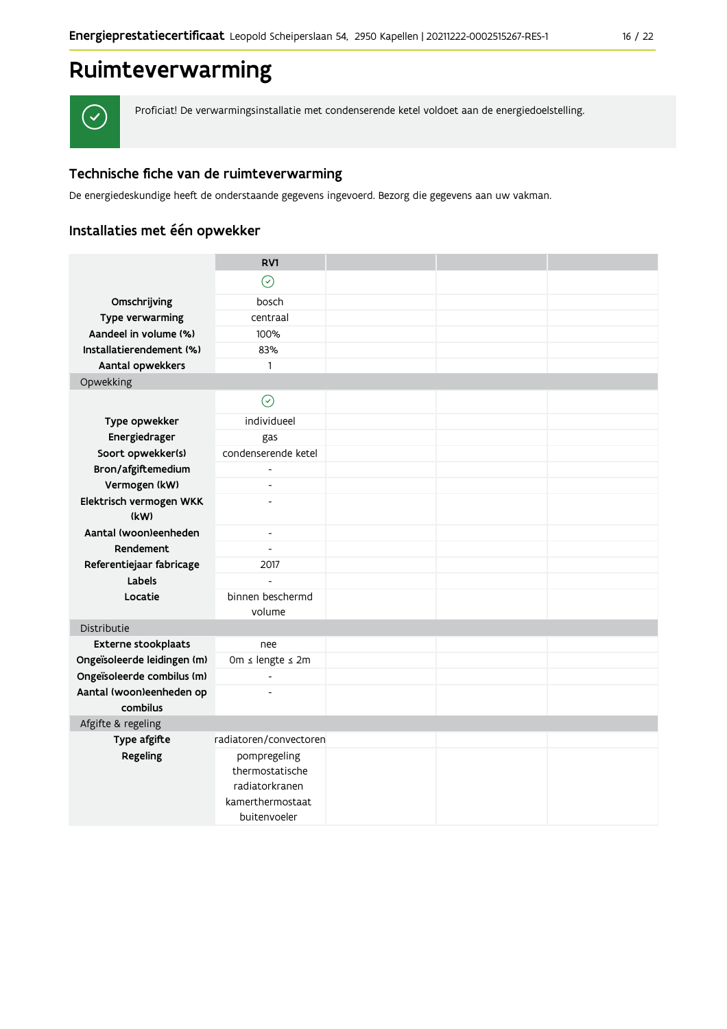# Ruimteverwarming

Proficiat! De verwarmingsinstallatie met condenserende ketel voldoet aan de energiedoelstelling.

## Technische fiche van de ruimteverwarming

De energiedeskundige heeft de onderstaande gegevens ingevoerd. Bezorg die gegevens aan uw vakman.

### Installaties met één opwekker

| | RV1 | | | |
|---|---|---|---|---|
| | ✓ | | | |
| **Omschrijving** | bosch | | | |
| **Type verwarming** | centraal | | | |
| **Aandeel in volume (%)** | 100% | | | |
| **Installatierendement (%)** | 83% | | | |
| **Aantal opwekkers** | 1 | | | |
| Opwekking | | | | |
| | ✓ | | | |
| **Type opwekker** | individueel | | | |
| **Energiedrager** | gas | | | |
| **Soort opwekker(s)** | condenserende ketel | | | |
| **Bron/afgiftemedium** | - | | | |
| **Vermogen (kW)** | - | | | |
| **Elektrisch vermogen WKK (kW)** | - | | | |
| **Aantal (woon)eenheden** | - | | | |
| **Rendement** | - | | | |
| **Referentiejaar fabricage** | 2017 | | | |
| **Labels** | - | | | |
| **Locatie** | binnen beschermd volume | | | |
| Distributie | | | | |
| **Externe stookplaats** | nee | | | |
| **Ongeïsoleerde leidingen (m)** | 0m ≤ lengte ≤ 2m | | | |
| **Ongeïsoleerde combilus (m)** | - | | | |
| **Aantal (woon)eenheden op combilus** | - | | | |
| Afgifte & regeling | | | | |
| **Type afgifte** | radiatoren/convectoren | | | |
| **Regeling** | pompregeling<br>thermostatische radiatorkranen<br>kamerthermostaat<br>buitenvoeler | | | |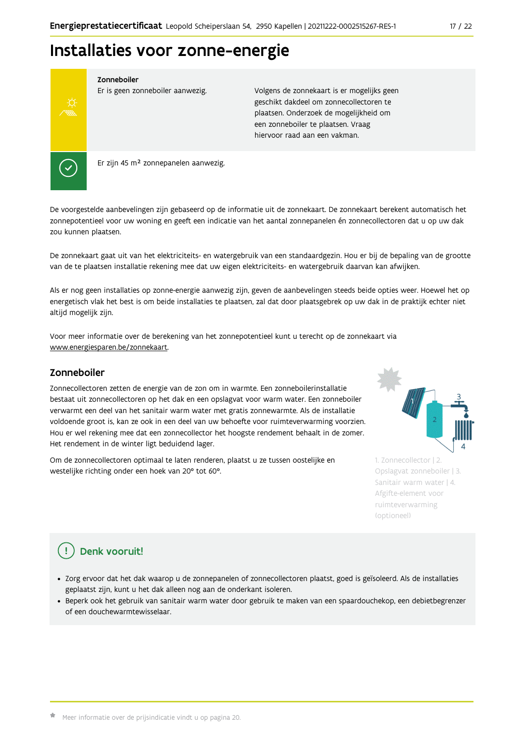# Installaties voor zonne-energie

**Zonneboiler**

Er is geen zonneboiler aanwezig.

Volgens de zonnekaart is er mogelijks geen geschikt dakdeel om zonnecollectoren te plaatsen. Onderzoek de mogelijkheid om een zonneboiler te plaatsen. Vraag hiervoor raad aan een vakman.

Er zijn 45 m² zonnepanelen aanwezig.

De voorgestelde aanbevelingen zijn gebaseerd op de informatie uit de zonnekaart. De zonnekaart berekent automatisch het zonnepotentieel voor uw woning en geeft een indicatie van het aantal zonnepanelen én zonnecollectoren dat u op uw dak zou kunnen plaatsen.

De zonnekaart gaat uit van het elektriciteits- en watergebruik van een standaardgezin. Hou er bij de bepaling van de grootte van de te plaatsen installatie rekening mee dat uw eigen elektriciteits- en watergebruik daarvan kan afwijken.

Als er nog geen installaties op zonne-energie aanwezig zijn, geven de aanbevelingen steeds beide opties weer. Hoewel het op energetisch vlak het best is om beide installaties te plaatsen, zal dat door plaatsgebrek op uw dak in de praktijk echter niet altijd mogelijk zijn.

Voor meer informatie over de berekening van het zonnepotentieel kunt u terecht op de zonnekaart via www.energiesparen.be/zonnekaart.

## Zonneboiler

Zonnecollectoren zetten de energie van de zon om in warmte. Een zonneboilerinstallatie bestaat uit zonnecollectoren op het dak en een opslagvat voor warm water. Een zonneboiler verwarmt een deel van het sanitair warm water met gratis zonnewarmte. Als de installatie voldoende groot is, kan ze ook in een deel van uw behoefte voor ruimteverwarming voorzien. Hou er wel rekening mee dat een zonnecollector het hoogste rendement behaalt in de zomer. Het rendement in de winter ligt beduidend lager.

Om de zonnecollectoren optimaal te laten renderen, plaatst u ze tussen oostelijke en westelijke richting onder een hoek van 20° tot 60°.

1. Zonnecollector | 2. Opslagvat zonneboiler | 3. Sanitair warm water | 4. Afgifte-element voor ruimteverwarming (optioneel)

## Denk vooruit!

- Zorg ervoor dat het dak waarop u de zonnepanelen of zonnecollectoren plaatst, goed is geïsoleerd. Als de installaties geplaatst zijn, kunt u het dak alleen nog aan de onderkant isoleren.
- Beperk ook het gebruik van sanitair warm water door gebruik te maken van een spaardouchekop, een debietbegrenzer of een douchewarmtewisselaar.

Meer informatie over de prijsindicatie vindt u op pagina 20.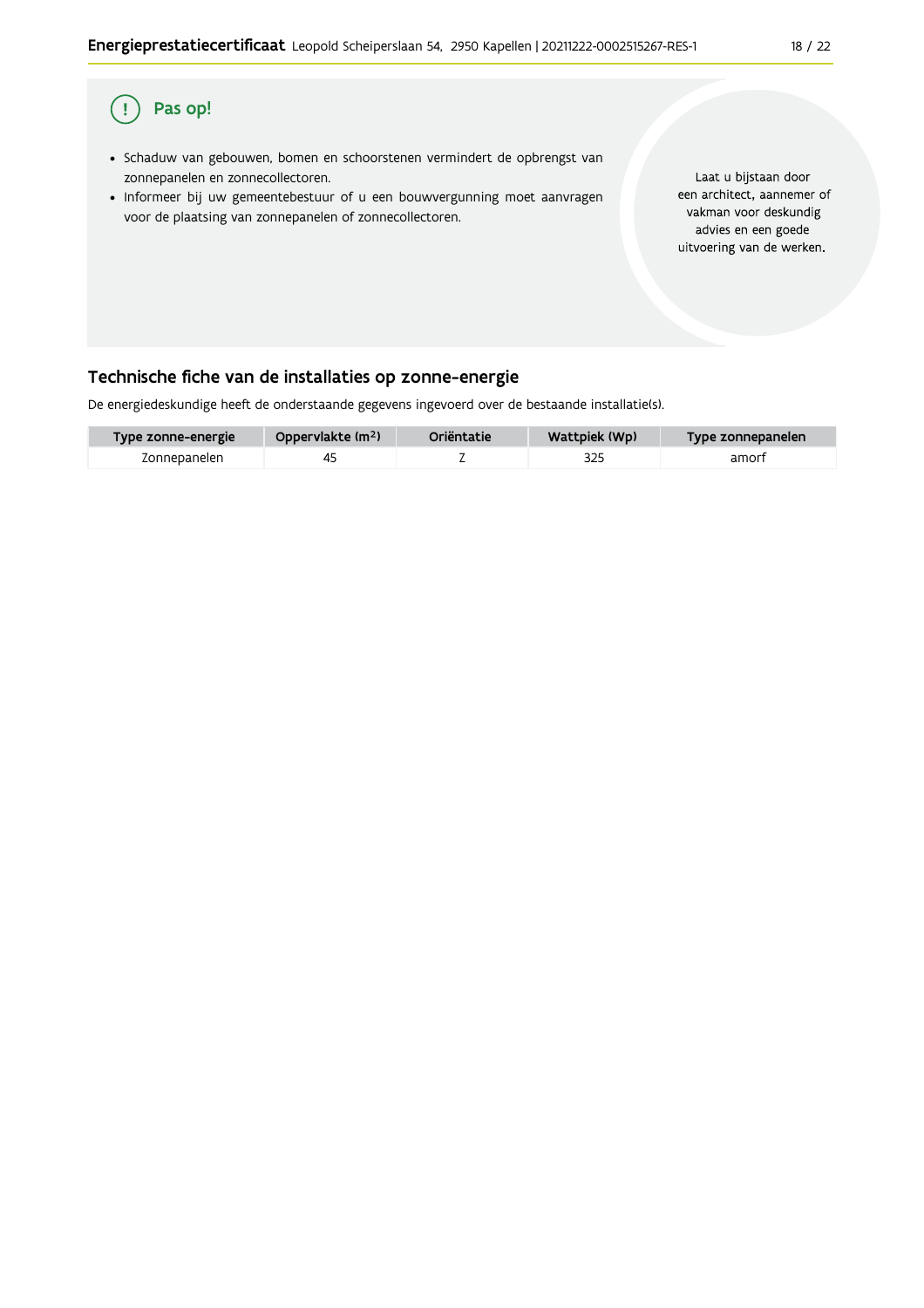## Pas op!

- Schaduw van gebouwen, bomen en schoorstenen vermindert de opbrengst van zonnepanelen en zonnecollectoren.
- Informeer bij uw gemeentebestuur of u een bouwvergunning moet aanvragen voor de plaatsing van zonnepanelen of zonnecollectoren.

Laat u bijstaan door een architect, aannemer of vakman voor deskundig advies en een goede uitvoering van de werken.

## Technische fiche van de installaties op zonne-energie

De energiedeskundige heeft de onderstaande gegevens ingevoerd over de bestaande installatie(s).

| Type zonne-energie | Oppervlakte ($m^2$) | Oriëntatie | Wattpiek (Wp) | Type zonnepanelen |
|---|---|---|---|---|
| Zonnepanelen | 45 | Z | 325 | amorf |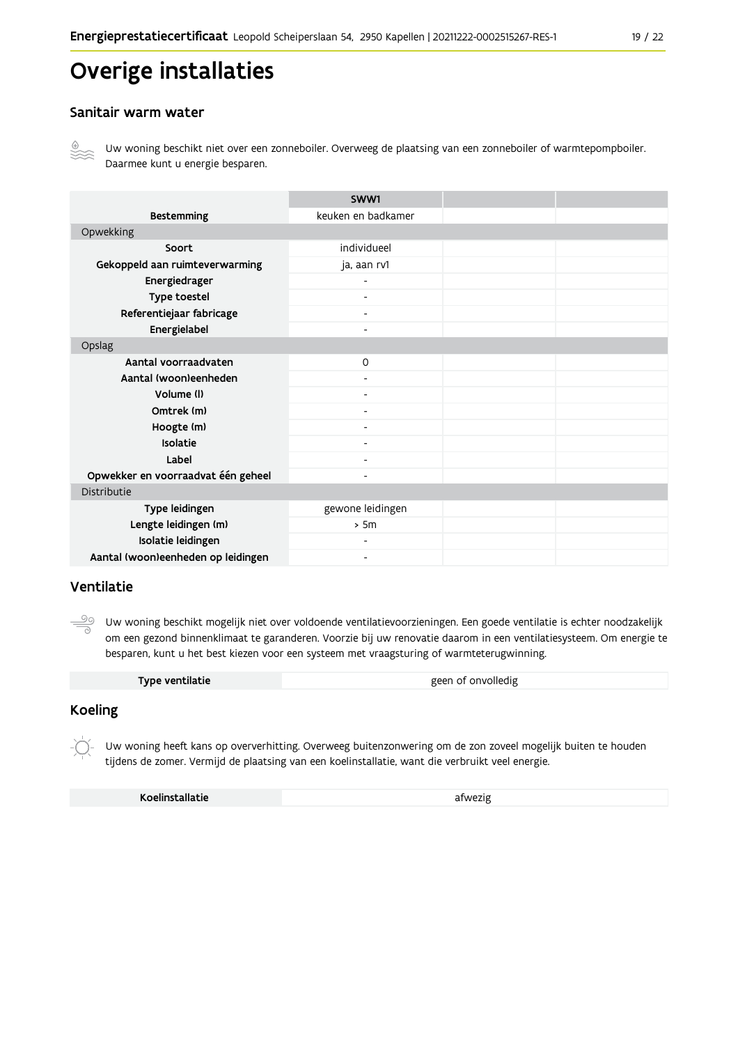# Overige installaties

## Sanitair warm water

Uw woning beschikt niet over een zonneboiler. Overweeg de plaatsing van een zonneboiler of warmtepompboiler. Daarmee kunt u energie besparen.

| | SWW1 | | |
|---|---|---|---|
| **Bestemming** | keuken en badkamer | | |
| Opwekking | | | |
| **Soort** | individueel | | |
| **Gekoppeld aan ruimteverwarming** | ja, aan rv1 | | |
| **Energiedrager** | - | | |
| **Type toestel** | - | | |
| **Referentiejaar fabricage** | - | | |
| **Energielabel** | - | | |
| Opslag | | | |
| **Aantal voorraadvaten** | 0 | | |
| **Aantal (woon)eenheden** | - | | |
| **Volume (l)** | - | | |
| **Omtrek (m)** | - | | |
| **Hoogte (m)** | - | | |
| **Isolatie** | - | | |
| **Label** | - | | |
| **Opwekker en voorraadvat één geheel** | - | | |
| Distributie | | | |
| **Type leidingen** | gewone leidingen | | |
| **Lengte leidingen (m)** | > 5m | | |
| **Isolatie leidingen** | - | | |
| **Aantal (woon)eenheden op leidingen** | - | | |

## Ventilatie

Uw woning beschikt mogelijk niet over voldoende ventilatievoorzieningen. Een goede ventilatie is echter noodzakelijk om een gezond binnenklimaat te garanderen. Voorzie bij uw renovatie daarom in een ventilatiesysteem. Om energie te besparen, kunt u het best kiezen voor een systeem met vraagsturing of warmteterugwinning.

| Type ventilatie | geen of onvolledig |
|---|---|

## Koeling

Uw woning heeft kans op oververhitting. Overweeg buitenzonwering om de zon zoveel mogelijk buiten te houden tijdens de zomer. Vermijd de plaatsing van een koelinstallatie, want die verbruikt veel energie.

| Koelinstallatie | afwezig |
|---|---|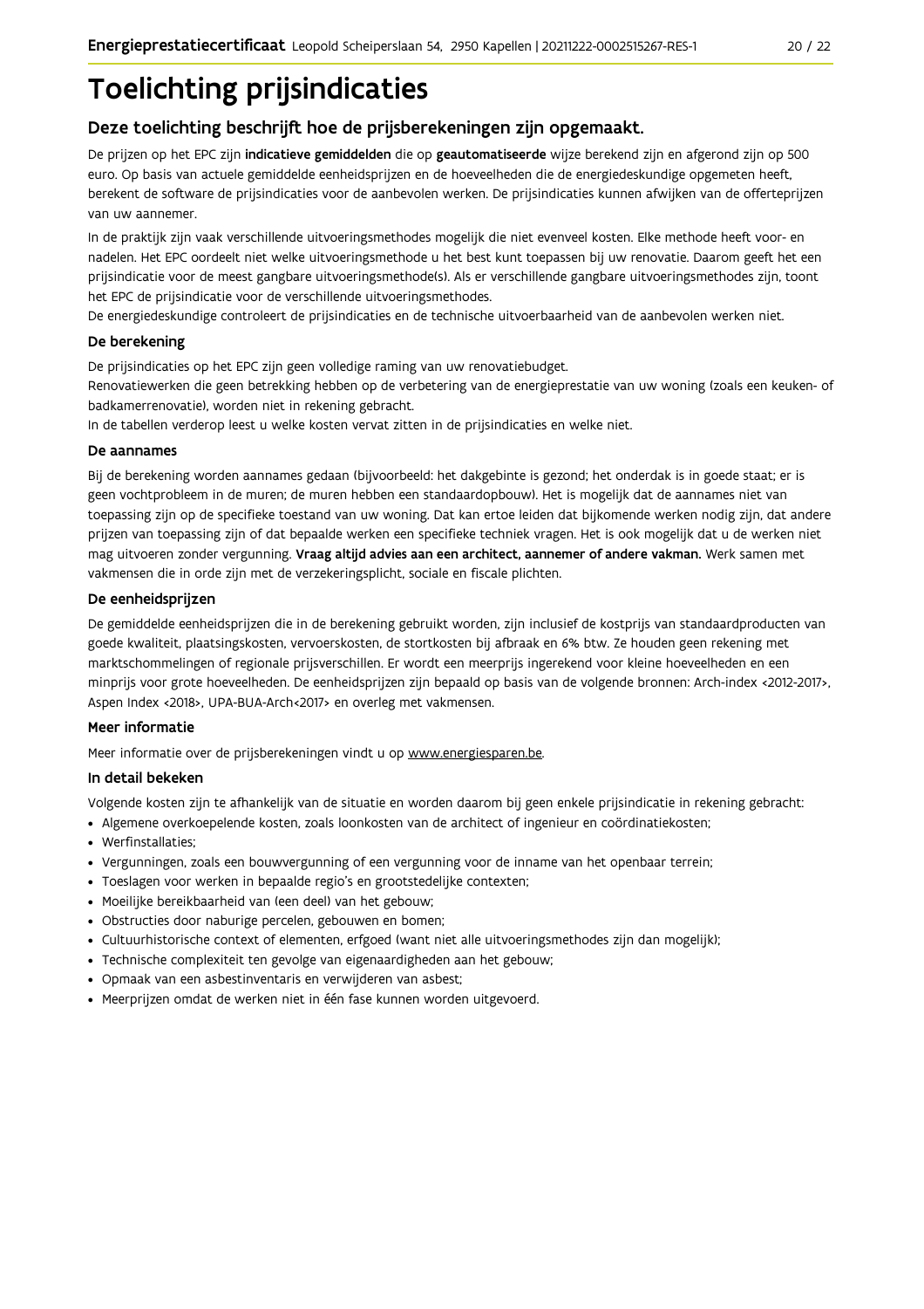# Toelichting prijsindicaties

## Deze toelichting beschrijft hoe de prijsberekeningen zijn opgemaakt.

De prijzen op het EPC zijn **indicatieve gemiddelden** die op **geautomatiseerde** wijze berekend zijn en afgerond zijn op 500 euro. Op basis van actuele gemiddelde eenheidsprijzen en de hoeveelheden die de energiedeskundige opgemeten heeft, berekent de software de prijsindicaties voor de aanbevolen werken. De prijsindicaties kunnen afwijken van de offerteprijzen van uw aannemer.

In de praktijk zijn vaak verschillende uitvoeringsmethodes mogelijk die niet evenveel kosten. Elke methode heeft voor- en nadelen. Het EPC oordeelt niet welke uitvoeringsmethode u het best kunt toepassen bij uw renovatie. Daarom geeft het een prijsindicatie voor de meest gangbare uitvoeringsmethode(s). Als er verschillende gangbare uitvoeringsmethodes zijn, toont het EPC de prijsindicatie voor de verschillende uitvoeringsmethodes.
De energiedeskundige controleert de prijsindicaties en de technische uitvoerbaarheid van de aanbevolen werken niet.

### De berekening

De prijsindicaties op het EPC zijn geen volledige raming van uw renovatiebudget.
Renovatiewerken die geen betrekking hebben op de verbetering van de energieprestatie van uw woning (zoals een keuken- of badkamerrenovatie), worden niet in rekening gebracht.
In de tabellen verderop leest u welke kosten vervat zitten in de prijsindicaties en welke niet.

### De aannames

Bij de berekening worden aannames gedaan (bijvoorbeeld: het dakgebinte is gezond; het onderdak is in goede staat; er is geen vochtprobleem in de muren; de muren hebben een standaardopbouw). Het is mogelijk dat de aannames niet van toepassing zijn op de specifieke toestand van uw woning. Dat kan ertoe leiden dat bijkomende werken nodig zijn, dat andere prijzen van toepassing zijn of dat bepaalde werken een specifieke techniek vragen. Het is ook mogelijk dat u de werken niet mag uitvoeren zonder vergunning. **Vraag altijd advies aan een architect, aannemer of andere vakman.** Werk samen met vakmensen die in orde zijn met de verzekeringsplicht, sociale en fiscale plichten.

### De eenheidsprijzen

De gemiddelde eenheidsprijzen die in de berekening gebruikt worden, zijn inclusief de kostprijs van standaardproducten van goede kwaliteit, plaatsingskosten, vervoerskosten, de stortkosten bij afbraak en 6% btw. Ze houden geen rekening met marktschommelingen of regionale prijsverschillen. Er wordt een meerprijs ingerekend voor kleine hoeveelheden en een minprijs voor grote hoeveelheden. De eenheidsprijzen zijn bepaald op basis van de volgende bronnen: Arch-index <2012-2017>, Aspen Index <2018>, UPA-BUA-Arch<2017> en overleg met vakmensen.

### Meer informatie

Meer informatie over de prijsberekeningen vindt u op www.energiesparen.be.

### In detail bekeken

Volgende kosten zijn te afhankelijk van de situatie en worden daarom bij geen enkele prijsindicatie in rekening gebracht:

- Algemene overkoepelende kosten, zoals loonkosten van de architect of ingenieur en coördinatiekosten;
- Werfinstallaties;
- Vergunningen, zoals een bouwvergunning of een vergunning voor de inname van het openbaar terrein;
- Toeslagen voor werken in bepaalde regio's en grootstedelijke contexten;
- Moeilijke bereikbaarheid van (een deel) van het gebouw;
- Obstructies door naburige percelen, gebouwen en bomen;
- Cultuurhistorische context of elementen, erfgoed (want niet alle uitvoeringsmethodes zijn dan mogelijk);
- Technische complexiteit ten gevolge van eigenaardigheden aan het gebouw;
- Opmaak van een asbestinventaris en verwijderen van asbest;
- Meerprijzen omdat de werken niet in één fase kunnen worden uitgevoerd.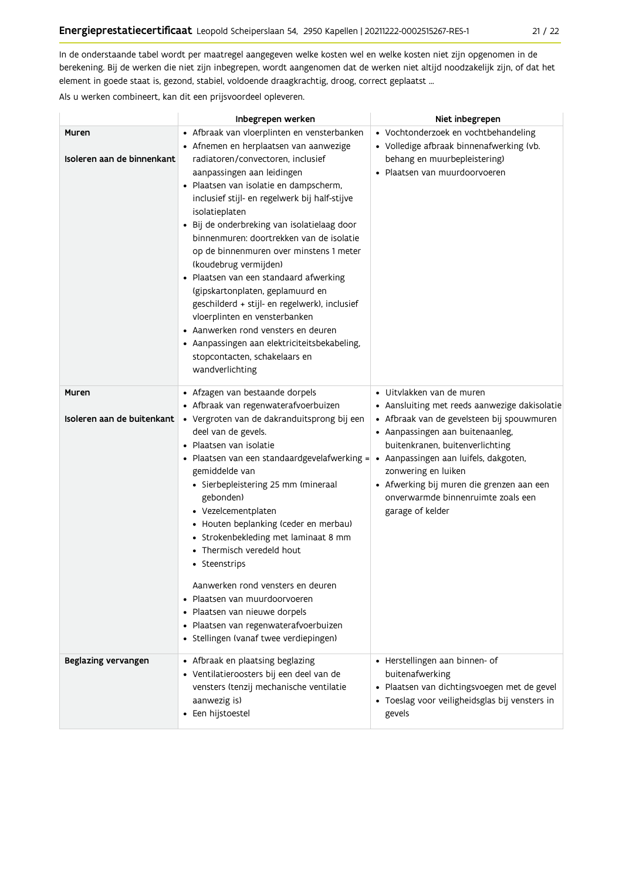In de onderstaande tabel wordt per maatregel aangegeven welke kosten wel en welke kosten niet zijn opgenomen in de berekening. Bij de werken die niet zijn inbegrepen, wordt aangenomen dat de werken niet altijd noodzakelijk zijn, of dat het element in goede staat is, gezond, stabiel, voldoende draagkrachtig, droog, correct geplaatst ...

Als u werken combineert, kan dit een prijsvoordeel opleveren.

| | Inbegrepen werken | Niet inbegrepen |
|---|---|---|
| **Muren**<br><br>**Isoleren aan de binnenkant** | • Afbraak van vloerplinten en vensterbanken<br>• Afnemen en herplaatsen van aanwezige radiatoren/convectoren, inclusief aanpassingen aan leidingen<br>• Plaatsen van isolatie en dampscherm, inclusief stijl- en regelwerk bij half-stijve isolatieplaten<br>• Bij de onderbreking van isolatielaag door binnenmuren: doortrekken van de isolatie op de binnenmuren over minstens 1 meter (koudebrug vermijden)<br>• Plaatsen van een standaard afwerking (gipskartonplaten, geplamuurd en geschilderd + stijl- en regelwerk), inclusief vloerplinten en vensterbanken<br>• Aanwerken rond vensters en deuren<br>• Aanpassingen aan elektriciteitsbekabeling, stopcontacten, schakelaars en wandverlichting | • Vochtonderzoek en vochtbehandeling<br>• Volledige afbraak binnenafwerking (vb. behang en muurbepleistering)<br>• Plaatsen van muurdoorvoeren |
| **Muren**<br><br>**Isoleren aan de buitenkant** | • Afzagen van bestaande dorpels<br>• Afbraak van regenwaterafvoerbuizen<br>• Vergroten van de dakranduitsprong bij een deel van de gevels.<br>• Plaatsen van isolatie<br>• Plaatsen van een standaardgevelafwerking = gemiddelde van<br>  • Sierbepleistering 25 mm (mineraal gebonden)<br>  • Vezelcementplaten<br>  • Houten beplanking (ceder en merbau)<br>  • Strokenbekleding met laminaat 8 mm<br>  • Thermisch veredeld hout<br>  • Steenstrips<br><br>Aanwerken rond vensters en deuren<br>• Plaatsen van muurdoorvoeren<br>• Plaatsen van nieuwe dorpels<br>• Plaatsen van regenwaterafvoerbuizen<br>• Stellingen (vanaf twee verdiepingen) | • Uitvlakken van de muren<br>• Aansluiting met reeds aanwezige dakisolatie<br>• Afbraak van de gevelsteen bij spouwmuren<br>• Aanpassingen aan buitenaanleg, buitenkranen, buitenverlichting<br>• Aanpassingen aan luifels, dakgoten, zonwering en luiken<br>• Afwerking bij muren die grenzen aan een onverwarmde binnenruimte zoals een garage of kelder |
| **Beglazing vervangen** | • Afbraak en plaatsing beglazing<br>• Ventilatieroosters bij een deel van de vensters (tenzij mechanische ventilatie aanwezig is)<br>• Een hijstoestel | • Herstellingen aan binnen- of buitenafwerking<br>• Plaatsen van dichtingsvoegen met de gevel<br>• Toeslag voor veiligheidsglas bij vensters in gevels |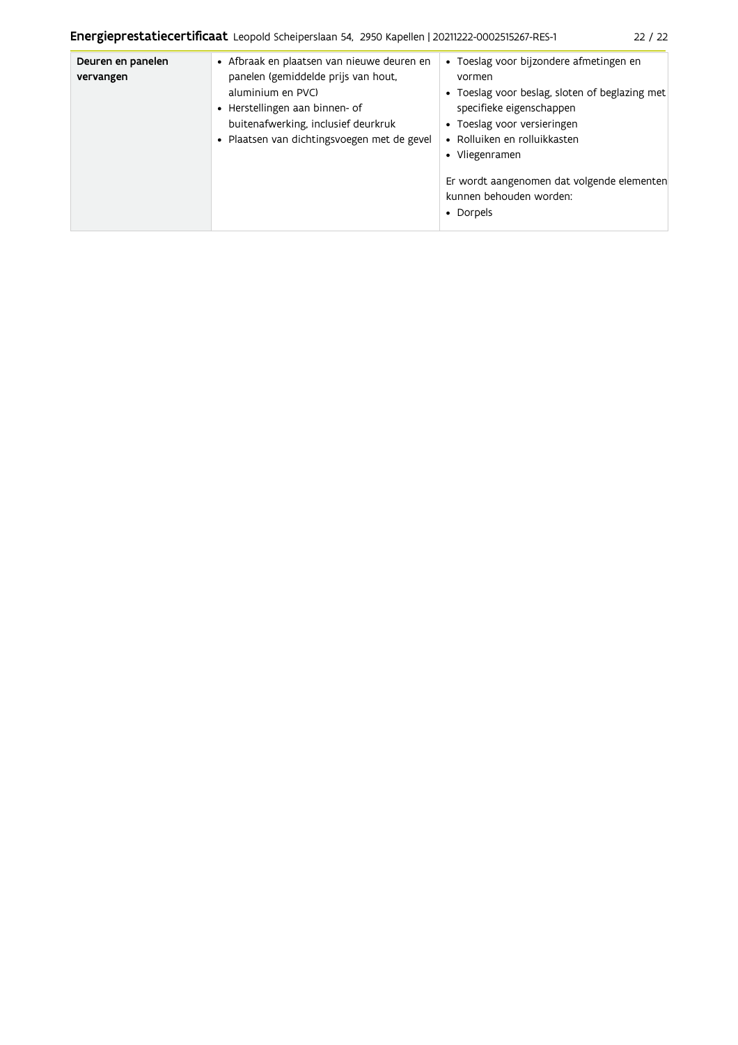| | | |
|---|---|---|
| **Deuren en panelen vervangen** | • Afbraak en plaatsen van nieuwe deuren en panelen (gemiddelde prijs van hout, aluminium en PVC)<br>• Herstellingen aan binnen- of buitenafwerking, inclusief deurkruk<br>• Plaatsen van dichtingsvoegen met de gevel | • Toeslag voor bijzondere afmetingen en vormen<br>• Toeslag voor beslag, sloten of beglazing met specifieke eigenschappen<br>• Toeslag voor versieringen<br>• Rolluiken en rolluikkasten<br>• Vliegenramen<br><br>Er wordt aangenomen dat volgende elementen kunnen behouden worden:<br>• Dorpels |